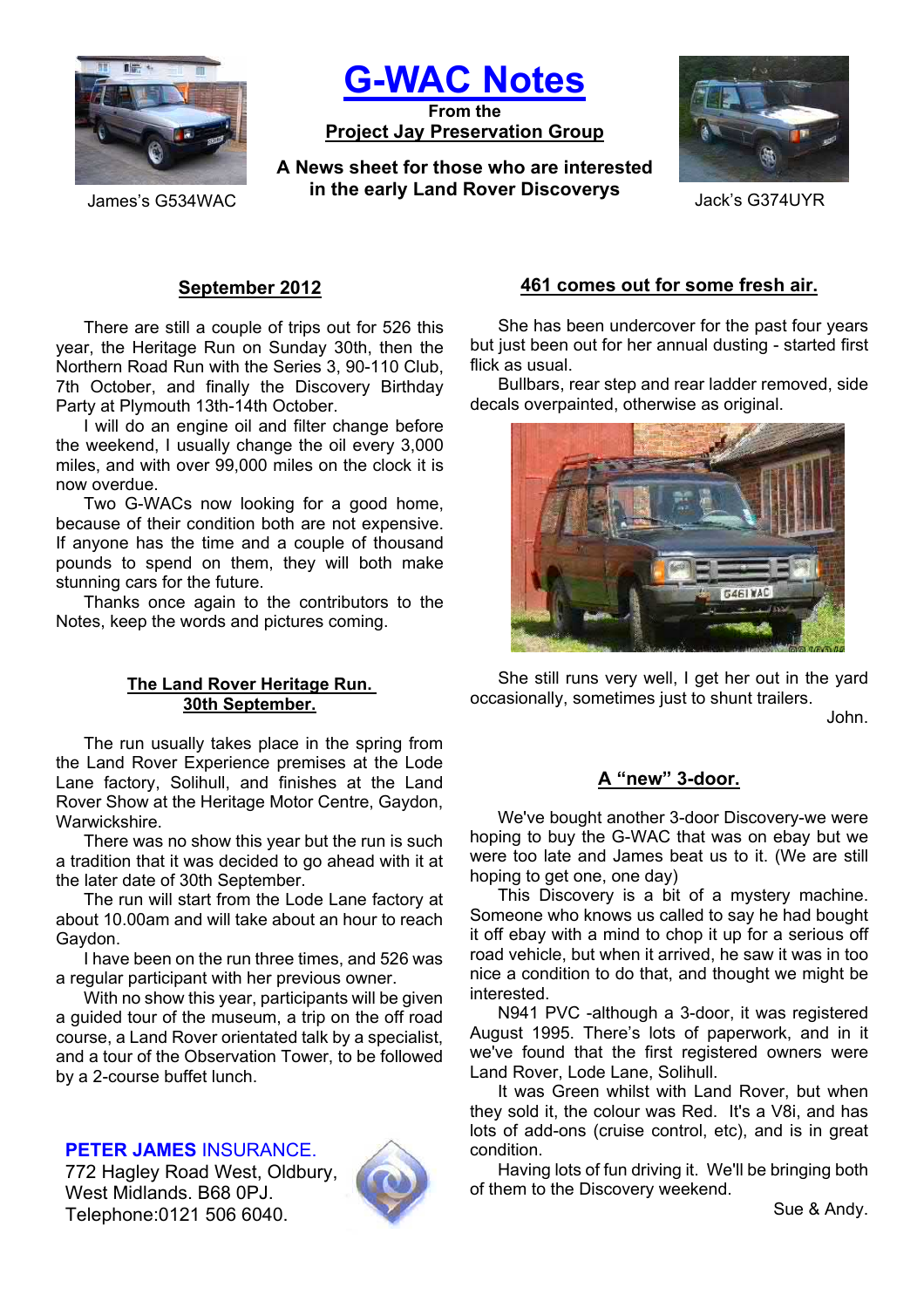# G-WAC Notes

**From the**
**Project Jay Preservation Group**

**A News sheet for those who are interested in the early Land Rover Discoverys**

James's G534WAC

Jack's G374UYR

## September 2012

There are still a couple of trips out for 526 this year, the Heritage Run on Sunday 30th, then the Northern Road Run with the Series 3, 90-110 Club, 7th October, and finally the Discovery Birthday Party at Plymouth 13th-14th October.

I will do an engine oil and filter change before the weekend, I usually change the oil every 3,000 miles, and with over 99,000 miles on the clock it is now overdue.

Two G-WACs now looking for a good home, because of their condition both are not expensive. If anyone has the time and a couple of thousand pounds to spend on them, they will both make stunning cars for the future.

Thanks once again to the contributors to the Notes, keep the words and pictures coming.

## The Land Rover Heritage Run. 30th September.

The run usually takes place in the spring from the Land Rover Experience premises at the Lode Lane factory, Solihull, and finishes at the Land Rover Show at the Heritage Motor Centre, Gaydon, Warwickshire.

There was no show this year but the run is such a tradition that it was decided to go ahead with it at the later date of 30th September.

The run will start from the Lode Lane factory at about 10.00am and will take about an hour to reach Gaydon.

I have been on the run three times, and 526 was a regular participant with her previous owner.

With no show this year, participants will be given a guided tour of the museum, a trip on the off road course, a Land Rover orientated talk by a specialist, and a tour of the Observation Tower, to be followed by a 2-course buffet lunch.

**PETER JAMES** INSURANCE.
772 Hagley Road West, Oldbury,
West Midlands. B68 0PJ.
Telephone:0121 506 6040.

## 461 comes out for some fresh air.

She has been undercover for the past four years but just been out for her annual dusting - started first flick as usual.

Bullbars, rear step and rear ladder removed, side decals overpainted, otherwise as original.

She still runs very well, I get her out in the yard occasionally, sometimes just to shunt trailers.

John.

## A "new" 3-door.

We've bought another 3-door Discovery-we were hoping to buy the G-WAC that was on ebay but we were too late and James beat us to it. (We are still hoping to get one, one day)

This Discovery is a bit of a mystery machine. Someone who knows us called to say he had bought it off ebay with a mind to chop it up for a serious off road vehicle, but when it arrived, he saw it was in too nice a condition to do that, and thought we might be interested.

N941 PVC -although a 3-door, it was registered August 1995. There's lots of paperwork, and in it we've found that the first registered owners were Land Rover, Lode Lane, Solihull.

It was Green whilst with Land Rover, but when they sold it, the colour was Red. It's a V8i, and has lots of add-ons (cruise control, etc), and is in great condition.

Having lots of fun driving it. We'll be bringing both of them to the Discovery weekend.

Sue & Andy.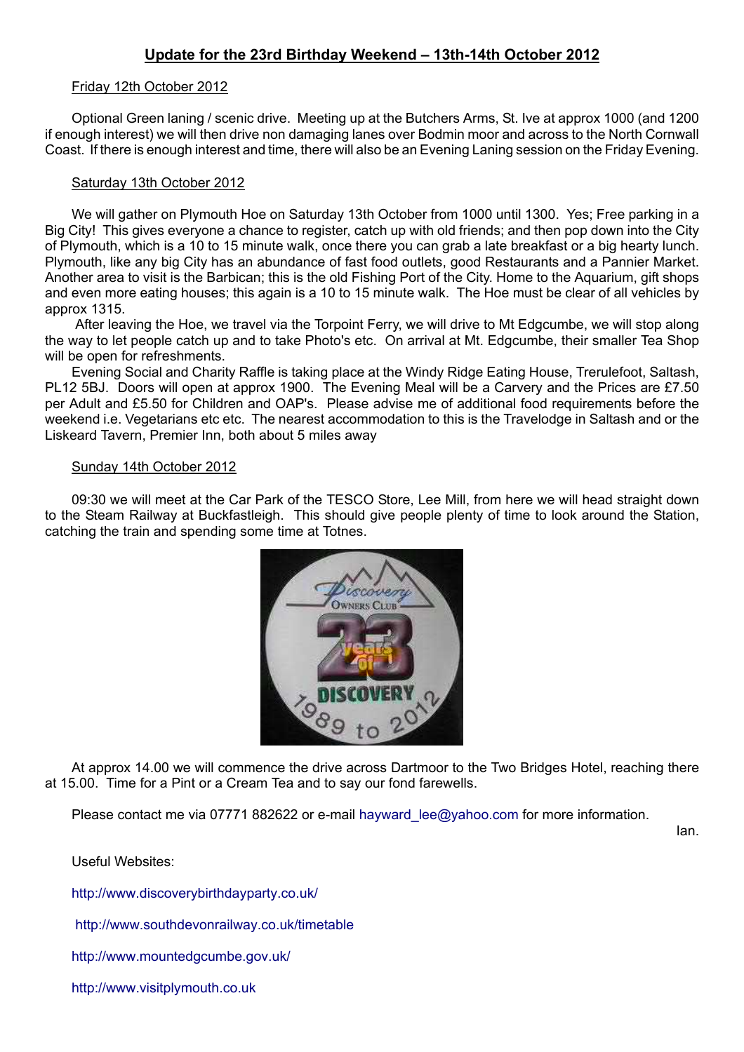## Update for the 23rd Birthday Weekend – 13th-14th October 2012

Friday 12th October 2012

Optional Green laning / scenic drive. Meeting up at the Butchers Arms, St. Ive at approx 1000 (and 1200 if enough interest) we will then drive non damaging lanes over Bodmin moor and across to the North Cornwall Coast. If there is enough interest and time, there will also be an Evening Laning session on the Friday Evening.

Saturday 13th October 2012

We will gather on Plymouth Hoe on Saturday 13th October from 1000 until 1300. Yes; Free parking in a Big City! This gives everyone a chance to register, catch up with old friends; and then pop down into the City of Plymouth, which is a 10 to 15 minute walk, once there you can grab a late breakfast or a big hearty lunch. Plymouth, like any big City has an abundance of fast food outlets, good Restaurants and a Pannier Market. Another area to visit is the Barbican; this is the old Fishing Port of the City. Home to the Aquarium, gift shops and even more eating houses; this again is a 10 to 15 minute walk. The Hoe must be clear of all vehicles by approx 1315.

After leaving the Hoe, we travel via the Torpoint Ferry, we will drive to Mt Edgcumbe, we will stop along the way to let people catch up and to take Photo's etc. On arrival at Mt. Edgcumbe, their smaller Tea Shop will be open for refreshments.

Evening Social and Charity Raffle is taking place at the Windy Ridge Eating House, Trerulefoot, Saltash, PL12 5BJ. Doors will open at approx 1900. The Evening Meal will be a Carvery and the Prices are £7.50 per Adult and £5.50 for Children and OAP's. Please advise me of additional food requirements before the weekend i.e. Vegetarians etc etc. The nearest accommodation to this is the Travelodge in Saltash and or the Liskeard Tavern, Premier Inn, both about 5 miles away

Sunday 14th October 2012

09:30 we will meet at the Car Park of the TESCO Store, Lee Mill, from here we will head straight down to the Steam Railway at Buckfastleigh. This should give people plenty of time to look around the Station, catching the train and spending some time at Totnes.

At approx 14.00 we will commence the drive across Dartmoor to the Two Bridges Hotel, reaching there at 15.00. Time for a Pint or a Cream Tea and to say our fond farewells.

Please contact me via 07771 882622 or e-mail hayward_lee@yahoo.com for more information.

Ian.

Useful Websites:

http://www.discoverybirthdayparty.co.uk/

http://www.southdevonrailway.co.uk/timetable

http://www.mountedgcumbe.gov.uk/

http://www.visitplymouth.co.uk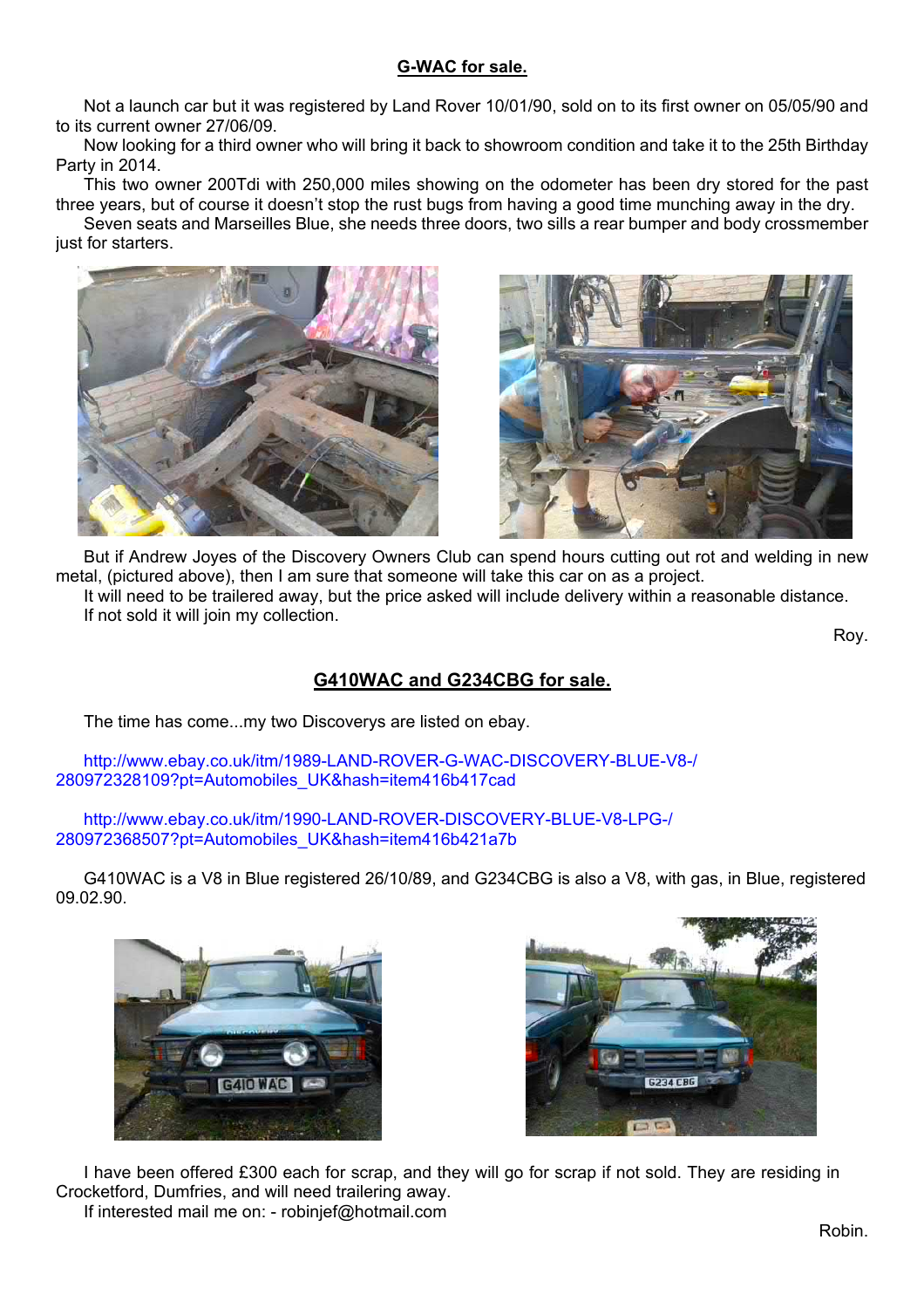## G-WAC for sale.

Not a launch car but it was registered by Land Rover 10/01/90, sold on to its first owner on 05/05/90 and to its current owner 27/06/09.

Now looking for a third owner who will bring it back to showroom condition and take it to the 25th Birthday Party in 2014.

This two owner 200Tdi with 250,000 miles showing on the odometer has been dry stored for the past three years, but of course it doesn't stop the rust bugs from having a good time munching away in the dry.

Seven seats and Marseilles Blue, she needs three doors, two sills a rear bumper and body crossmember just for starters.

But if Andrew Joyes of the Discovery Owners Club can spend hours cutting out rot and welding in new metal, (pictured above), then I am sure that someone will take this car on as a project.

It will need to be trailered away, but the price asked will include delivery within a reasonable distance.

If not sold it will join my collection.

Roy.

## G410WAC and G234CBG for sale.

The time has come...my two Discoverys are listed on ebay.

http://www.ebay.co.uk/itm/1989-LAND-ROVER-G-WAC-DISCOVERY-BLUE-V8-/280972328109?pt=Automobiles_UK&hash=item416b417cad

http://www.ebay.co.uk/itm/1990-LAND-ROVER-DISCOVERY-BLUE-V8-LPG-/280972368507?pt=Automobiles_UK&hash=item416b421a7b

G410WAC is a V8 in Blue registered 26/10/89, and G234CBG is also a V8, with gas, in Blue, registered 09.02.90.

I have been offered £300 each for scrap, and they will go for scrap if not sold. They are residing in Crocketford, Dumfries, and will need trailering away.

If interested mail me on: - robinjef@hotmail.com

Robin.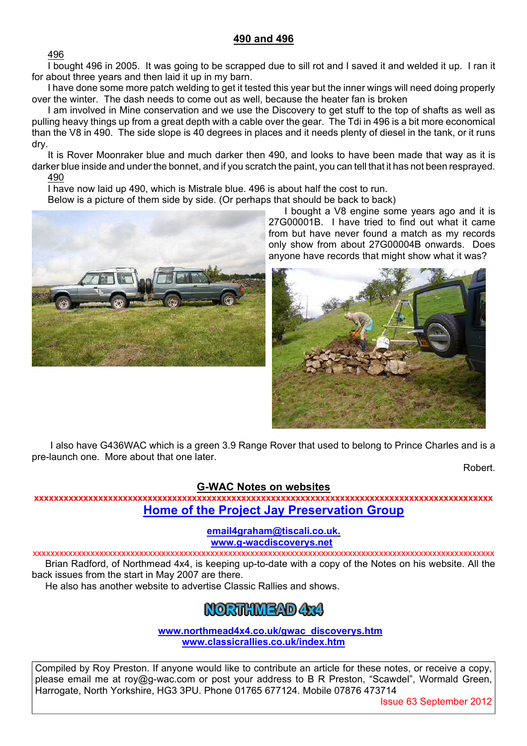## 490 and 496

496

I bought 496 in 2005. It was going to be scrapped due to sill rot and I saved it and welded it up. I ran it for about three years and then laid it up in my barn.

I have done some more patch welding to get it tested this year but the inner wings will need doing properly over the winter. The dash needs to come out as well, because the heater fan is broken

I am involved in Mine conservation and we use the Discovery to get stuff to the top of shafts as well as pulling heavy things up from a great depth with a cable over the gear. The Tdi in 496 is a bit more economical than the V8 in 490. The side slope is 40 degrees in places and it needs plenty of diesel in the tank, or it runs dry.

It is Rover Moonraker blue and much darker then 490, and looks to have been made that way as it is darker blue inside and under the bonnet, and if you scratch the paint, you can tell that it has not been resprayed.

490

I have now laid up 490, which is Mistrale blue. 496 is about half the cost to run.

Below is a picture of them side by side. (Or perhaps that should be back to back)

I bought a V8 engine some years ago and it is 27G00001B. I have tried to find out what it came from but have never found a match as my records only show from about 27G00004B onwards. Does anyone have records that might show what it was?

I also have G436WAC which is a green 3.9 Range Rover that used to belong to Prince Charles and is a pre-launch one. More about that one later.

Robert.

## G-WAC Notes on websites

xxxxxxxxxxxxxxxxxxxxxxxxxxxxxxxxxxxxxxxxxxxxxxxxxxxxxxxxxxxxxxxxxxxxxxxxxxxxxxxxxxxxxxxxx

**Home of the Project Jay Preservation Group**

email4graham@tiscali.co.uk.
www.g-wacdiscoverys.net

xxxxxxxxxxxxxxxxxxxxxxxxxxxxxxxxxxxxxxxxxxxxxxxxxxxxxxxxxxxxxxxxxxxxxxxxxxxxxxxxxxxxxxxxxxxxxxxxxx

Brian Radford, of Northmead 4x4, is keeping up-to-date with a copy of the Notes on his website. All the back issues from the start in May 2007 are there.

He also has another website to advertise Classic Rallies and shows.

NORTHMEAD 4x4

www.northmead4x4.co.uk/gwac_discoverys.htm
www.classicrallies.co.uk/index.htm

Compiled by Roy Preston. If anyone would like to contribute an article for these notes, or receive a copy, please email me at roy@g-wac.com or post your address to B R Preston, "Scawdel", Wormald Green, Harrogate, North Yorkshire, HG3 3PU. Phone 01765 677124. Mobile 07876 473714

Issue 63 September 2012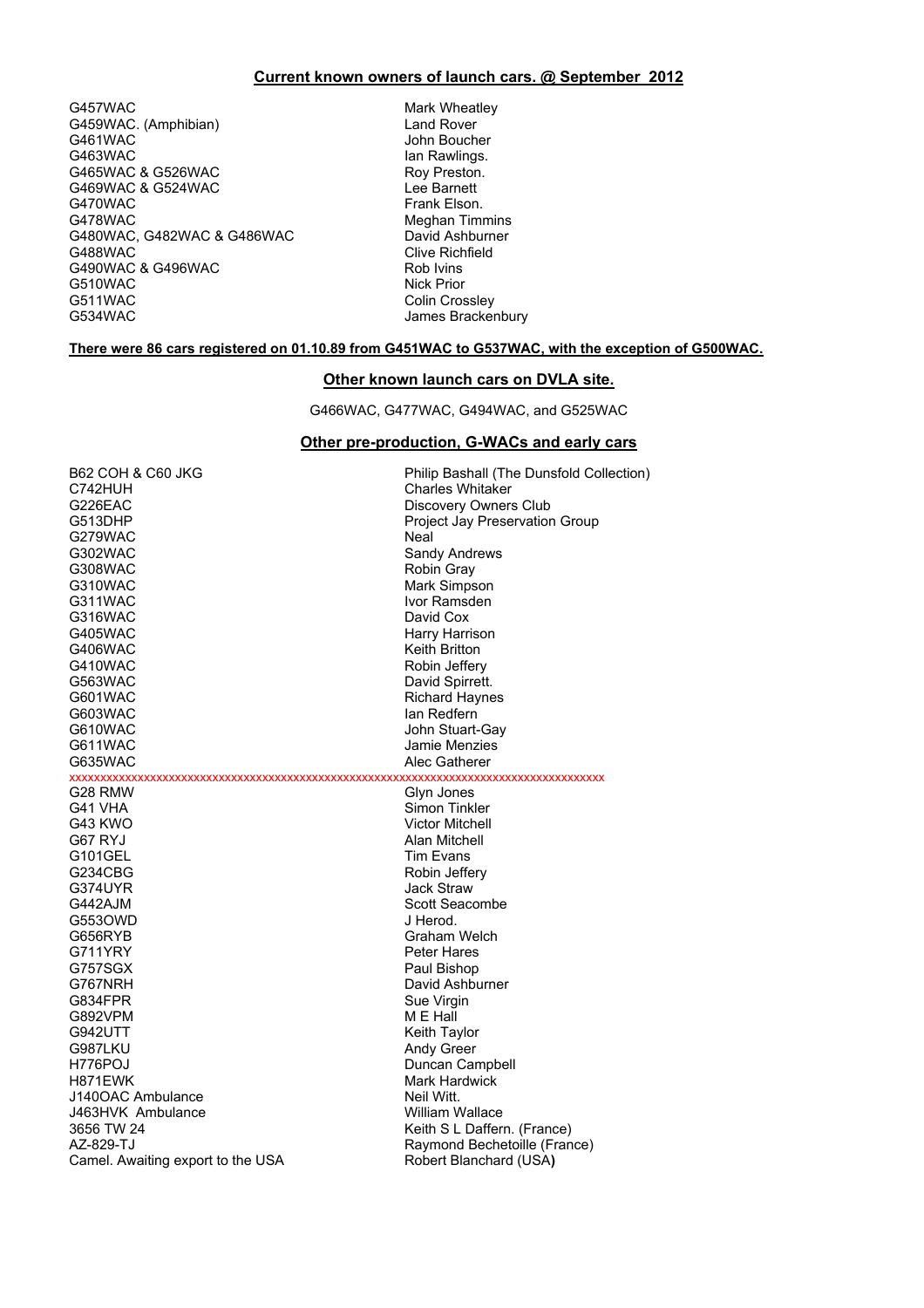## Current known owners of launch cars. @ September 2012

| | |
|---|---|
| G457WAC | Mark Wheatley |
| G459WAC. (Amphibian) | Land Rover |
| G461WAC | John Boucher |
| G463WAC | Ian Rawlings. |
| G465WAC & G526WAC | Roy Preston. |
| G469WAC & G524WAC | Lee Barnett |
| G470WAC | Frank Elson. |
| G478WAC | Meghan Timmins |
| G480WAC, G482WAC & G486WAC | David Ashburner |
| G488WAC | Clive Richfield |
| G490WAC & G496WAC | Rob Ivins |
| G510WAC | Nick Prior |
| G511WAC | Colin Crossley |
| G534WAC | James Brackenbury |

**There were 86 cars registered on 01.10.89 from G451WAC to G537WAC, with the exception of G500WAC.**

## Other known launch cars on DVLA site.

G466WAC, G477WAC, G494WAC, and G525WAC

## Other pre-production, G-WACs and early cars

| | |
|---|---|
| B62 COH & C60 JKG | Philip Bashall (The Dunsfold Collection) |
| C742HUH | Charles Whitaker |
| G226EAC | Discovery Owners Club |
| G513DHP | Project Jay Preservation Group |
| G279WAC | Neal |
| G302WAC | Sandy Andrews |
| G308WAC | Robin Gray |
| G310WAC | Mark Simpson |
| G311WAC | Ivor Ramsden |
| G316WAC | David Cox |
| G405WAC | Harry Harrison |
| G406WAC | Keith Britton |
| G410WAC | Robin Jeffery |
| G563WAC | David Spirrett. |
| G601WAC | Richard Haynes |
| G603WAC | Ian Redfern |
| G610WAC | John Stuart-Gay |
| G611WAC | Jamie Menzies |
| G635WAC | Alec Gatherer |

xxxxxxxxxxxxxxxxxxxxxxxxxxxxxxxxxxxxxxxxxxxxxxxxxxxxxxxxxxxxxxxxxxxxxxxxxxxxxxxxxx

| | |
|---|---|
| G28 RMW | Glyn Jones |
| G41 VHA | Simon Tinkler |
| G43 KWO | Victor Mitchell |
| G67 RYJ | Alan Mitchell |
| G101GEL | Tim Evans |
| G234CBG | Robin Jeffery |
| G374UYR | Jack Straw |
| G442AJM | Scott Seacombe |
| G553OWD | J Herod. |
| G656RYB | Graham Welch |
| G711YRY | Peter Hares |
| G757SGX | Paul Bishop |
| G767NRH | David Ashburner |
| G834FPR | Sue Virgin |
| G892VPM | M E Hall |
| G942UTT | Keith Taylor |
| G987LKU | Andy Greer |
| H776POJ | Duncan Campbell |
| H871EWK | Mark Hardwick |
| J140OAC Ambulance | Neil Witt. |
| J463HVK Ambulance | William Wallace |
| 3656 TW 24 | Keith S L Daffern. (France) |
| AZ-829-TJ | Raymond Bechetoille (France) |
| Camel. Awaiting export to the USA | Robert Blanchard (USA) |